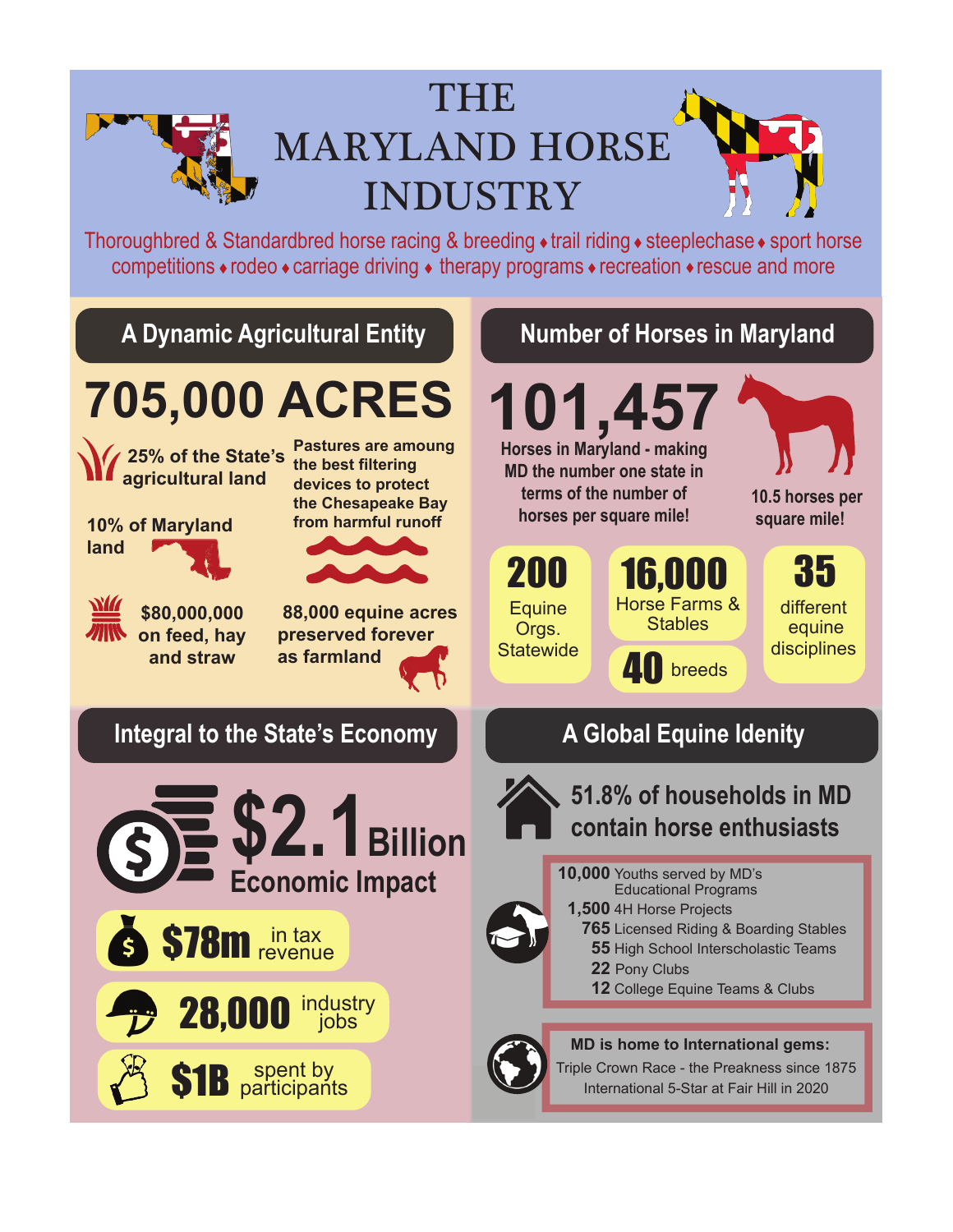# THE MARYLAND HORSE INDUSTRY

Thoroughbred & Standardbred horse racing & breeding ♦ trail riding ♦ steeplechase ♦ sport horse competitions ♦ rodeo ♦ carriage driving ♦ therapy programs ♦ recreation ♦ rescue and more

## A Dynamic Agricultural Entity

**705,000 ACRES**

**25% of the State's agricultural land**

**10% of Maryland land**

**Pastures are amoung the best filtering devices to protect the Chesapeake Bay from harmful runoff**

**$80,000,000 on feed, hay and straw**

**88,000 equine acres preserved forever as farmland**

## Number of Horses in Maryland

**101,457**

**Horses in Maryland - making MD the number one state in terms of the number of horses per square mile!**

**10.5 horses per square mile!**

**200** Equine Orgs. Statewide

**16,000** Horse Farms & Stables

**40** breeds

**35** different equine disciplines

## Integral to the State's Economy

**$2.1 Billion**
**Economic Impact**

**$78m** in tax revenue

**28,000** industry jobs

**$1B** spent by participants

## A Global Equine Idenity

**51.8% of households in MD contain horse enthusiasts**

- **10,000** Youths served by MD's Educational Programs
- **1,500** 4H Horse Projects
- **765** Licensed Riding & Boarding Stables
- **55** High School Interscholastic Teams
- **22** Pony Clubs
- **12** College Equine Teams & Clubs

**MD is home to International gems:**

Triple Crown Race - the Preakness since 1875

International 5-Star at Fair Hill in 2020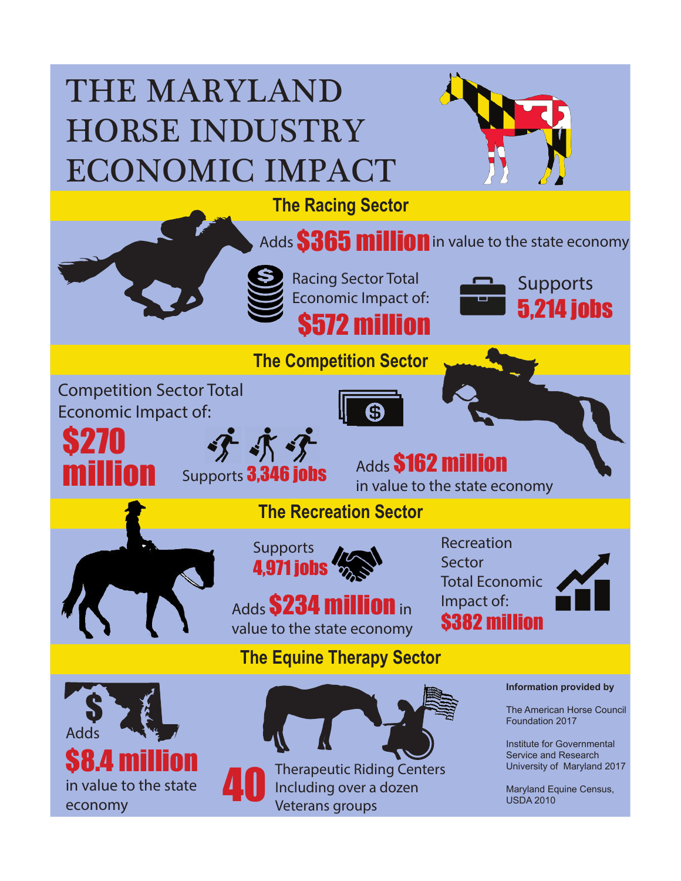# THE MARYLAND HORSE INDUSTRY ECONOMIC IMPACT

## The Racing Sector

Adds **$365 million** in value to the state economy

Racing Sector Total Economic Impact of: **$572 million**

Supports **5,214 jobs**

## The Competition Sector

Competition Sector Total Economic Impact of: **$270 million**

Supports **3,346 jobs**

Adds **$162 million** in value to the state economy

## The Recreation Sector

Supports **4,971 jobs**

Adds **$234 million** in value to the state economy

Recreation Sector Total Economic Impact of: **$382 million**

## The Equine Therapy Sector

Adds **$8.4 million** in value to the state economy

**40** Therapeutic Riding Centers Including over a dozen Veterans groups

**Information provided by**

The American Horse Council Foundation 2017

Institute for Governmental Service and Research University of Maryland 2017

Maryland Equine Census, USDA 2010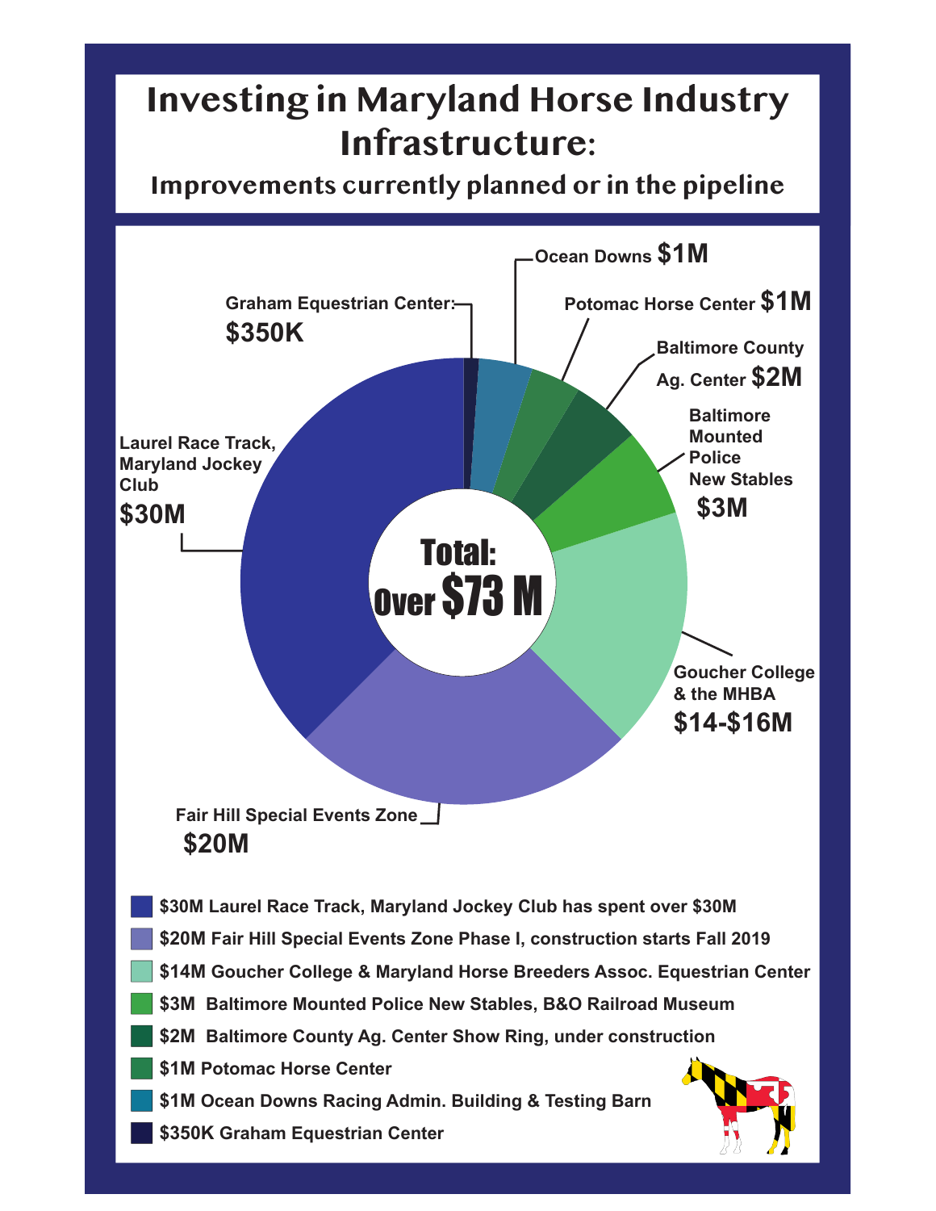# Investing in Maryland Horse Industry Infrastructure:

## Improvements currently planned or in the pipeline

Ocean Downs **$1M**

Potomac Horse Center **$1M**

Graham Equestrian Center: **$350K**

Baltimore County Ag. Center **$2M**

Baltimore Mounted Police New Stables **$3M**

Laurel Race Track, Maryland Jockey Club **$30M**

Total: Over $73 M

Goucher College & the MHBA **$14-$16M**

Fair Hill Special Events Zone **$20M**

- $30M Laurel Race Track, Maryland Jockey Club has spent over $30M
- $20M Fair Hill Special Events Zone Phase I, construction starts Fall 2019
- $14M Goucher College & Maryland Horse Breeders Assoc. Equestrian Center
- $3M Baltimore Mounted Police New Stables, B&O Railroad Museum
- $2M Baltimore County Ag. Center Show Ring, under construction
- $1M Potomac Horse Center
- $1M Ocean Downs Racing Admin. Building & Testing Barn
- $350K Graham Equestrian Center